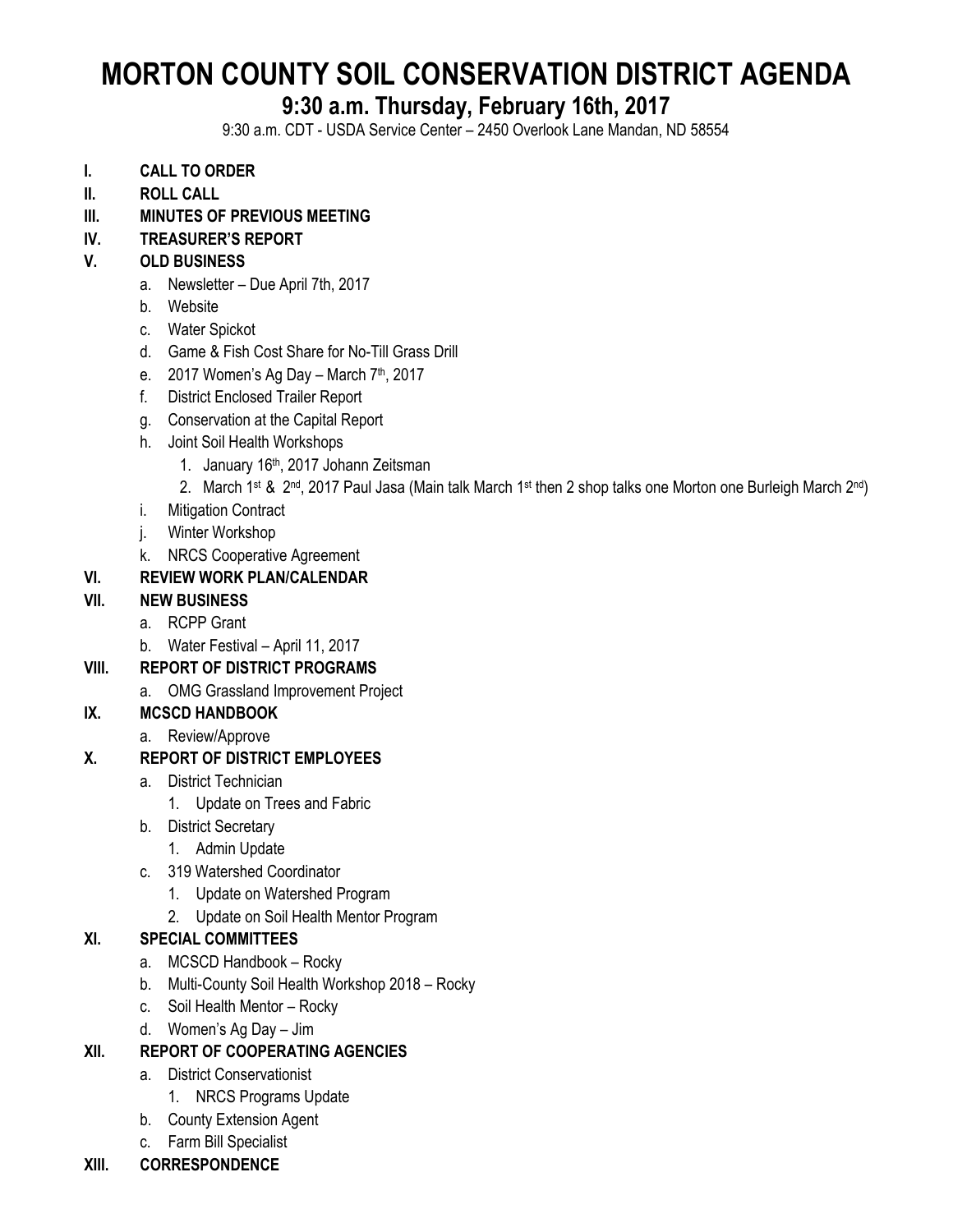# MORTON COUNTY SOIL CONSERVATION DISTRICT AGENDA

## 9:30 a.m. Thursday, February 16th, 2017

9:30 a.m. CDT - USDA Service Center – 2450 Overlook Lane Mandan, ND 58554

- **I. CALL TO ORDER**
- **II. ROLL CALL**
- **III. MINUTES OF PREVIOUS MEETING**
- **IV. TREASURER'S REPORT**
- **V. OLD BUSINESS**
  - a. Newsletter – Due April 7th, 2017
  - b. Website
  - c. Water Spickot
  - d. Game & Fish Cost Share for No-Till Grass Drill
  - e. 2017 Women's Ag Day – March 7th, 2017
  - f. District Enclosed Trailer Report
  - g. Conservation at the Capital Report
  - h. Joint Soil Health Workshops
    1. January 16th, 2017 Johann Zeitsman
    2. March 1st & 2nd, 2017 Paul Jasa (Main talk March 1st then 2 shop talks one Morton one Burleigh March 2nd)
  - i. Mitigation Contract
  - j. Winter Workshop
  - k. NRCS Cooperative Agreement
- **VI. REVIEW WORK PLAN/CALENDAR**
- **VII. NEW BUSINESS**
  - a. RCPP Grant
  - b. Water Festival – April 11, 2017
- **VIII. REPORT OF DISTRICT PROGRAMS**
  - a. OMG Grassland Improvement Project
- **IX. MCSCD HANDBOOK**
  - a. Review/Approve
- **X. REPORT OF DISTRICT EMPLOYEES**
  - a. District Technician
    1. Update on Trees and Fabric
  - b. District Secretary
    1. Admin Update
  - c. 319 Watershed Coordinator
    1. Update on Watershed Program
    2. Update on Soil Health Mentor Program
- **XI. SPECIAL COMMITTEES**
  - a. MCSCD Handbook – Rocky
  - b. Multi-County Soil Health Workshop 2018 – Rocky
  - c. Soil Health Mentor – Rocky
  - d. Women's Ag Day – Jim
- **XII. REPORT OF COOPERATING AGENCIES**
  - a. District Conservationist
    1. NRCS Programs Update
  - b. County Extension Agent
  - c. Farm Bill Specialist
- **XIII. CORRESPONDENCE**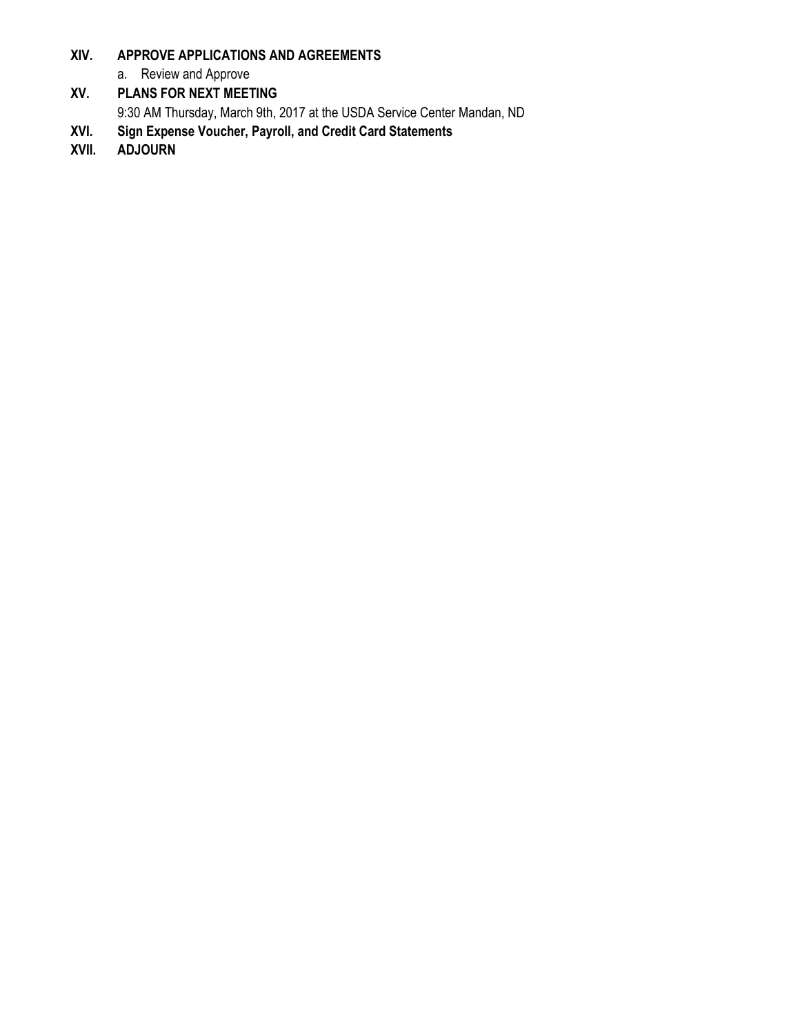**XIV. APPROVE APPLICATIONS AND AGREEMENTS**

a. Review and Approve

**XV. PLANS FOR NEXT MEETING**

9:30 AM Thursday, March 9th, 2017 at the USDA Service Center Mandan, ND

**XVI. Sign Expense Voucher, Payroll, and Credit Card Statements**

**XVII. ADJOURN**